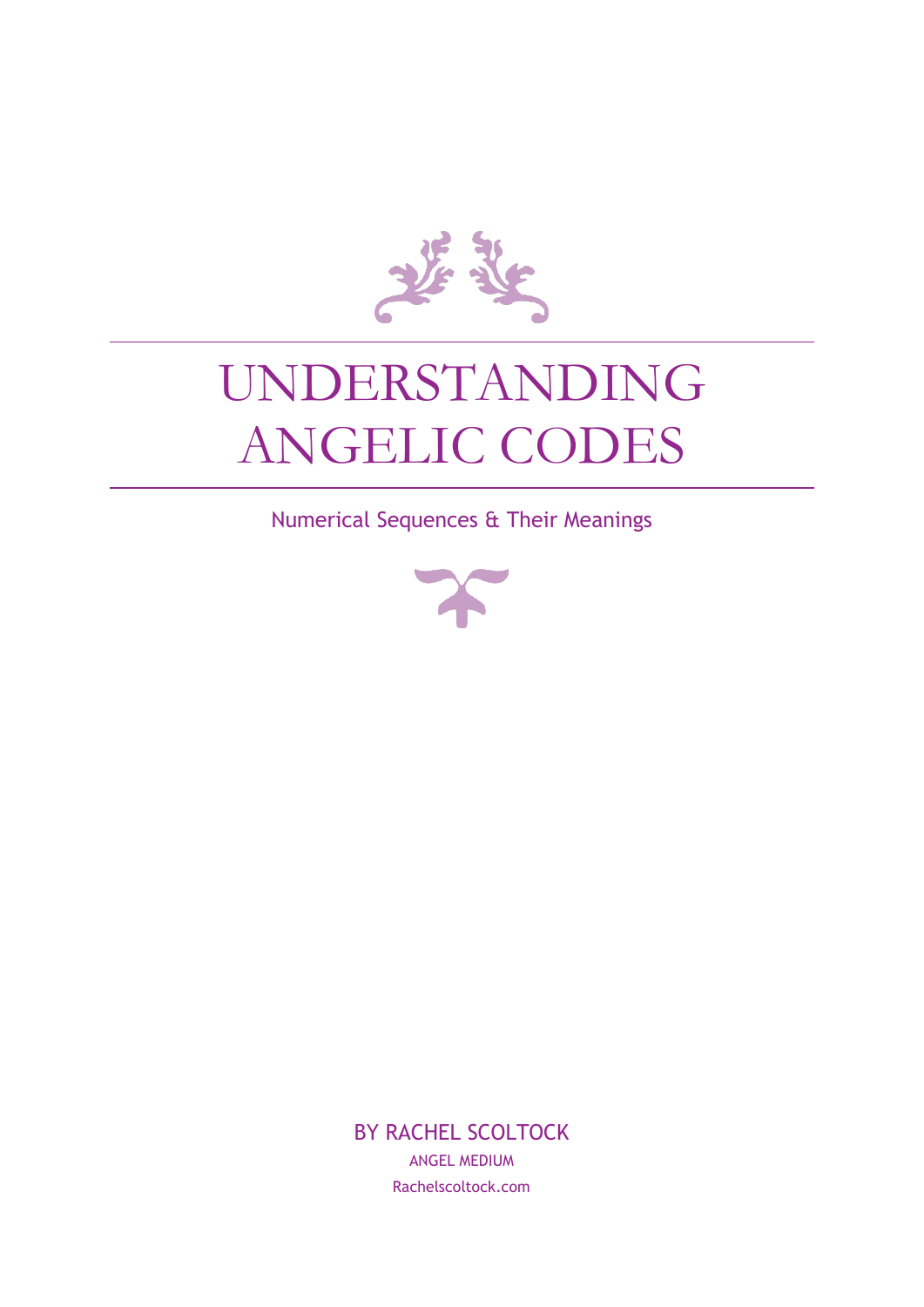# UNDERSTANDING ANGELIC CODES

Numerical Sequences & Their Meanings

BY RACHEL SCOLTOCK

ANGEL MEDIUM

Rachelscoltock.com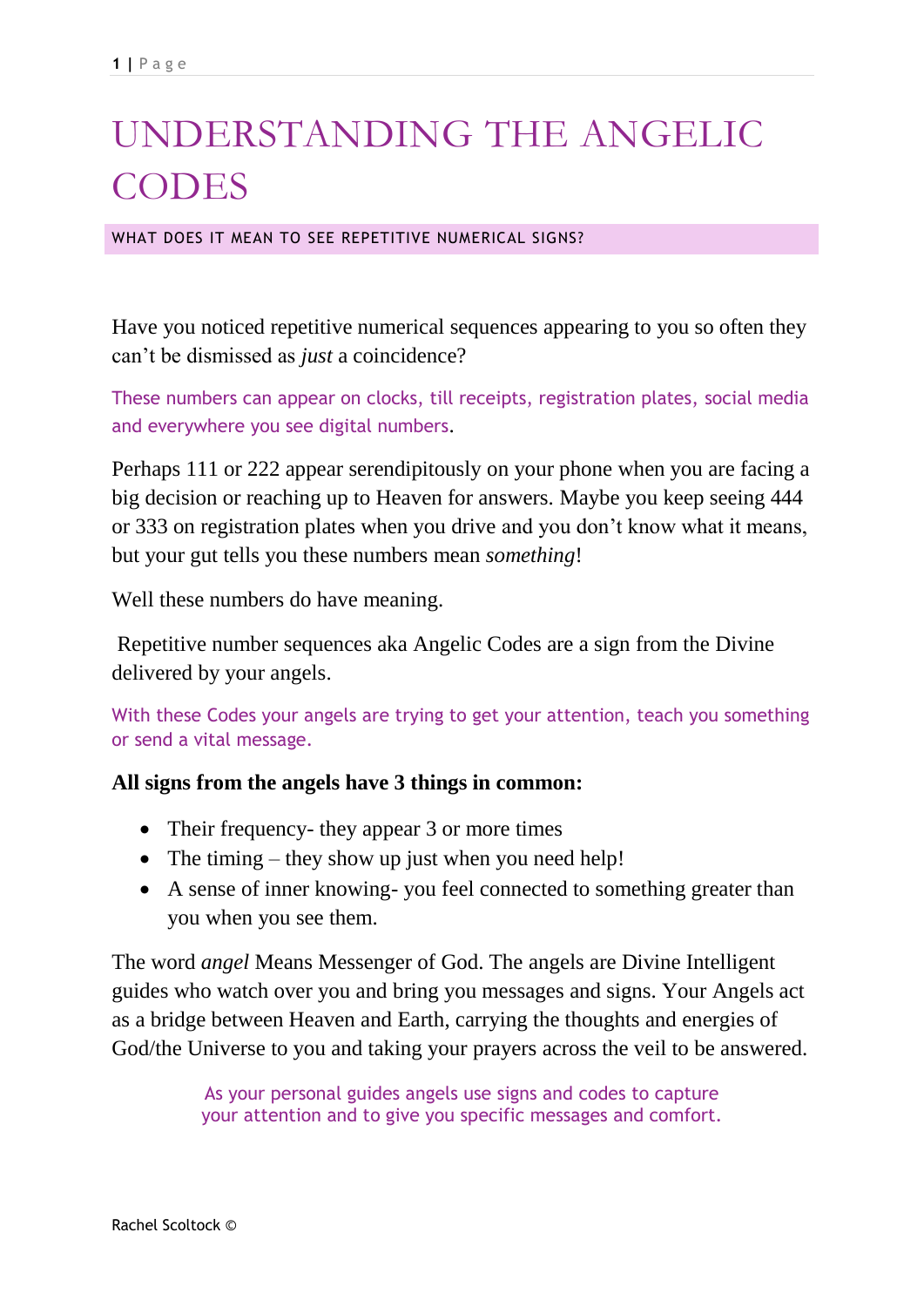# UNDERSTANDING THE ANGELIC CODES

## WHAT DOES IT MEAN TO SEE REPETITIVE NUMERICAL SIGNS?

Have you noticed repetitive numerical sequences appearing to you so often they can't be dismissed as *just* a coincidence?

These numbers can appear on clocks, till receipts, registration plates, social media and everywhere you see digital numbers.

Perhaps 111 or 222 appear serendipitously on your phone when you are facing a big decision or reaching up to Heaven for answers. Maybe you keep seeing 444 or 333 on registration plates when you drive and you don't know what it means, but your gut tells you these numbers mean *something*!

Well these numbers do have meaning.

Repetitive number sequences aka Angelic Codes are a sign from the Divine delivered by your angels.

With these Codes your angels are trying to get your attention, teach you something or send a vital message.

**All signs from the angels have 3 things in common:**

- Their frequency- they appear 3 or more times
- The timing – they show up just when you need help!
- A sense of inner knowing- you feel connected to something greater than you when you see them.

The word *angel* Means Messenger of God. The angels are Divine Intelligent guides who watch over you and bring you messages and signs. Your Angels act as a bridge between Heaven and Earth, carrying the thoughts and energies of God/the Universe to you and taking your prayers across the veil to be answered.

As your personal guides angels use signs and codes to capture your attention and to give you specific messages and comfort.

Rachel Scoltock ©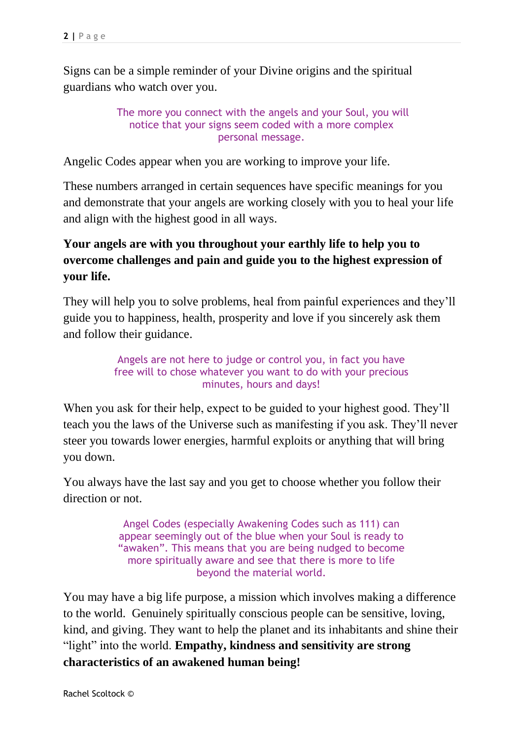Signs can be a simple reminder of your Divine origins and the spiritual guardians who watch over you.

> The more you connect with the angels and your Soul, you will notice that your signs seem coded with a more complex personal message.

Angelic Codes appear when you are working to improve your life.

These numbers arranged in certain sequences have specific meanings for you and demonstrate that your angels are working closely with you to heal your life and align with the highest good in all ways.

**Your angels are with you throughout your earthly life to help you to overcome challenges and pain and guide you to the highest expression of your life.**

They will help you to solve problems, heal from painful experiences and they'll guide you to happiness, health, prosperity and love if you sincerely ask them and follow their guidance.

> Angels are not here to judge or control you, in fact you have free will to chose whatever you want to do with your precious minutes, hours and days!

When you ask for their help, expect to be guided to your highest good. They'll teach you the laws of the Universe such as manifesting if you ask. They'll never steer you towards lower energies, harmful exploits or anything that will bring you down.

You always have the last say and you get to choose whether you follow their direction or not.

> Angel Codes (especially Awakening Codes such as 111) can appear seemingly out of the blue when your Soul is ready to "awaken". This means that you are being nudged to become more spiritually aware and see that there is more to life beyond the material world.

You may have a big life purpose, a mission which involves making a difference to the world. Genuinely spiritually conscious people can be sensitive, loving, kind, and giving. They want to help the planet and its inhabitants and shine their "light" into the world. **Empathy, kindness and sensitivity are strong characteristics of an awakened human being!**

Rachel Scoltock ©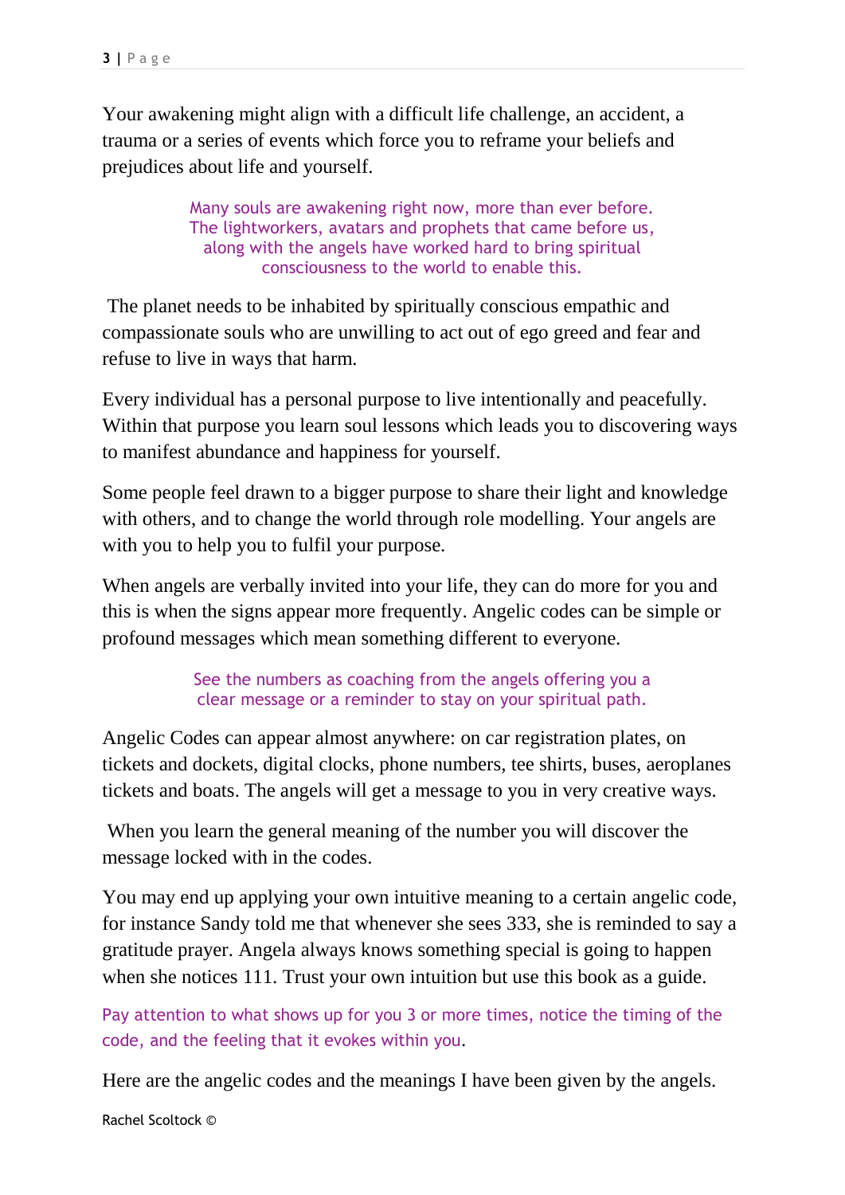Your awakening might align with a difficult life challenge, an accident, a trauma or a series of events which force you to reframe your beliefs and prejudices about life and yourself.

> Many souls are awakening right now, more than ever before. The lightworkers, avatars and prophets that came before us, along with the angels have worked hard to bring spiritual consciousness to the world to enable this.

The planet needs to be inhabited by spiritually conscious empathic and compassionate souls who are unwilling to act out of ego greed and fear and refuse to live in ways that harm.

Every individual has a personal purpose to live intentionally and peacefully. Within that purpose you learn soul lessons which leads you to discovering ways to manifest abundance and happiness for yourself.

Some people feel drawn to a bigger purpose to share their light and knowledge with others, and to change the world through role modelling. Your angels are with you to help you to fulfil your purpose.

When angels are verbally invited into your life, they can do more for you and this is when the signs appear more frequently. Angelic codes can be simple or profound messages which mean something different to everyone.

> See the numbers as coaching from the angels offering you a clear message or a reminder to stay on your spiritual path.

Angelic Codes can appear almost anywhere: on car registration plates, on tickets and dockets, digital clocks, phone numbers, tee shirts, buses, aeroplanes tickets and boats. The angels will get a message to you in very creative ways.

When you learn the general meaning of the number you will discover the message locked with in the codes.

You may end up applying your own intuitive meaning to a certain angelic code, for instance Sandy told me that whenever she sees 333, she is reminded to say a gratitude prayer. Angela always knows something special is going to happen when she notices 111. Trust your own intuition but use this book as a guide.

Pay attention to what shows up for you 3 or more times, notice the timing of the code, and the feeling that it evokes within you.

Here are the angelic codes and the meanings I have been given by the angels.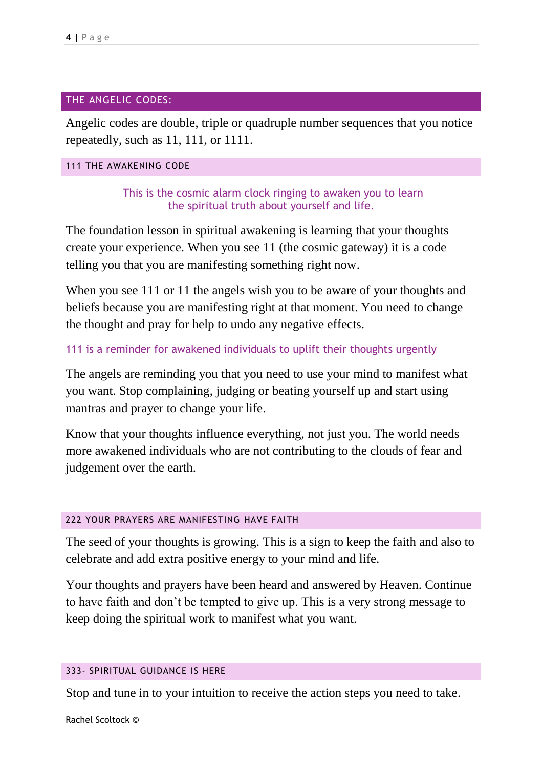## THE ANGELIC CODES:

Angelic codes are double, triple or quadruple number sequences that you notice repeatedly, such as 11, 111, or 1111.

### 111 THE AWAKENING CODE

This is the cosmic alarm clock ringing to awaken you to learn the spiritual truth about yourself and life.

The foundation lesson in spiritual awakening is learning that your thoughts create your experience. When you see 11 (the cosmic gateway) it is a code telling you that you are manifesting something right now.

When you see 111 or 11 the angels wish you to be aware of your thoughts and beliefs because you are manifesting right at that moment. You need to change the thought and pray for help to undo any negative effects.

111 is a reminder for awakened individuals to uplift their thoughts urgently

The angels are reminding you that you need to use your mind to manifest what you want. Stop complaining, judging or beating yourself up and start using mantras and prayer to change your life.

Know that your thoughts influence everything, not just you. The world needs more awakened individuals who are not contributing to the clouds of fear and judgement over the earth.

### 222 YOUR PRAYERS ARE MANIFESTING HAVE FAITH

The seed of your thoughts is growing. This is a sign to keep the faith and also to celebrate and add extra positive energy to your mind and life.

Your thoughts and prayers have been heard and answered by Heaven. Continue to have faith and don't be tempted to give up. This is a very strong message to keep doing the spiritual work to manifest what you want.

### 333- SPIRITUAL GUIDANCE IS HERE

Stop and tune in to your intuition to receive the action steps you need to take.

Rachel Scoltock ©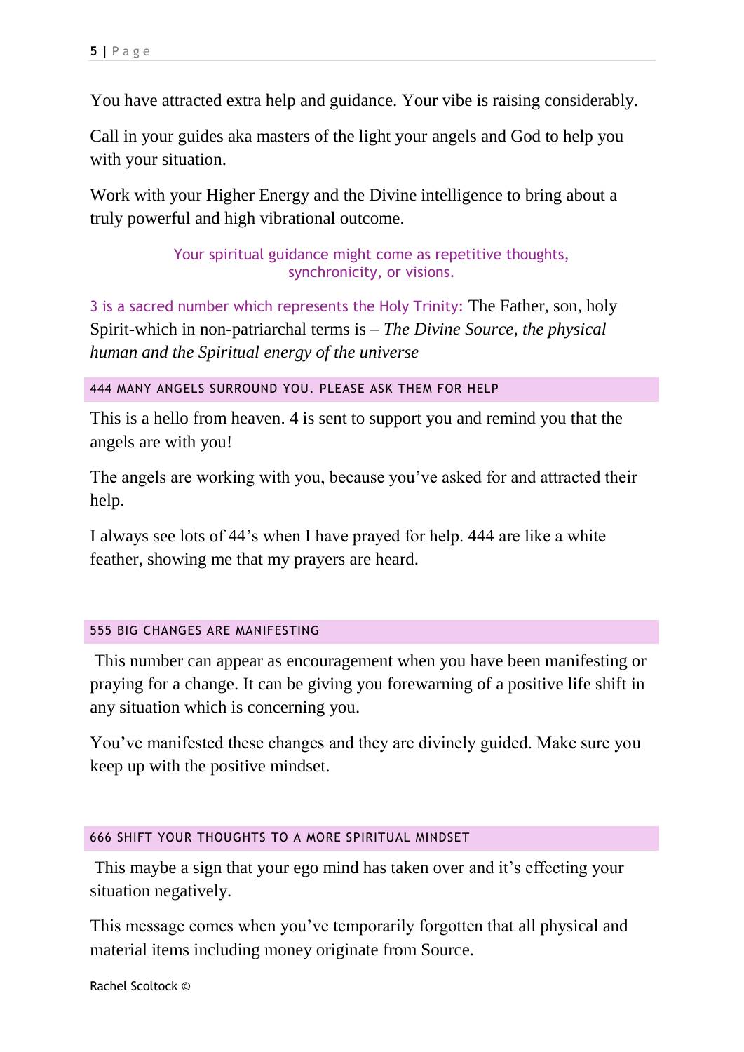You have attracted extra help and guidance. Your vibe is raising considerably.

Call in your guides aka masters of the light your angels and God to help you with your situation.

Work with your Higher Energy and the Divine intelligence to bring about a truly powerful and high vibrational outcome.

Your spiritual guidance might come as repetitive thoughts, synchronicity, or visions.

3 is a sacred number which represents the Holy Trinity: The Father, son, holy Spirit-which in non-patriarchal terms is – *The Divine Source, the physical human and the Spiritual energy of the universe*

## 444 MANY ANGELS SURROUND YOU. PLEASE ASK THEM FOR HELP

This is a hello from heaven. 4 is sent to support you and remind you that the angels are with you!

The angels are working with you, because you've asked for and attracted their help.

I always see lots of 44's when I have prayed for help. 444 are like a white feather, showing me that my prayers are heard.

## 555 BIG CHANGES ARE MANIFESTING

This number can appear as encouragement when you have been manifesting or praying for a change. It can be giving you forewarning of a positive life shift in any situation which is concerning you.

You've manifested these changes and they are divinely guided. Make sure you keep up with the positive mindset.

## 666 SHIFT YOUR THOUGHTS TO A MORE SPIRITUAL MINDSET

This maybe a sign that your ego mind has taken over and it's effecting your situation negatively.

This message comes when you've temporarily forgotten that all physical and material items including money originate from Source.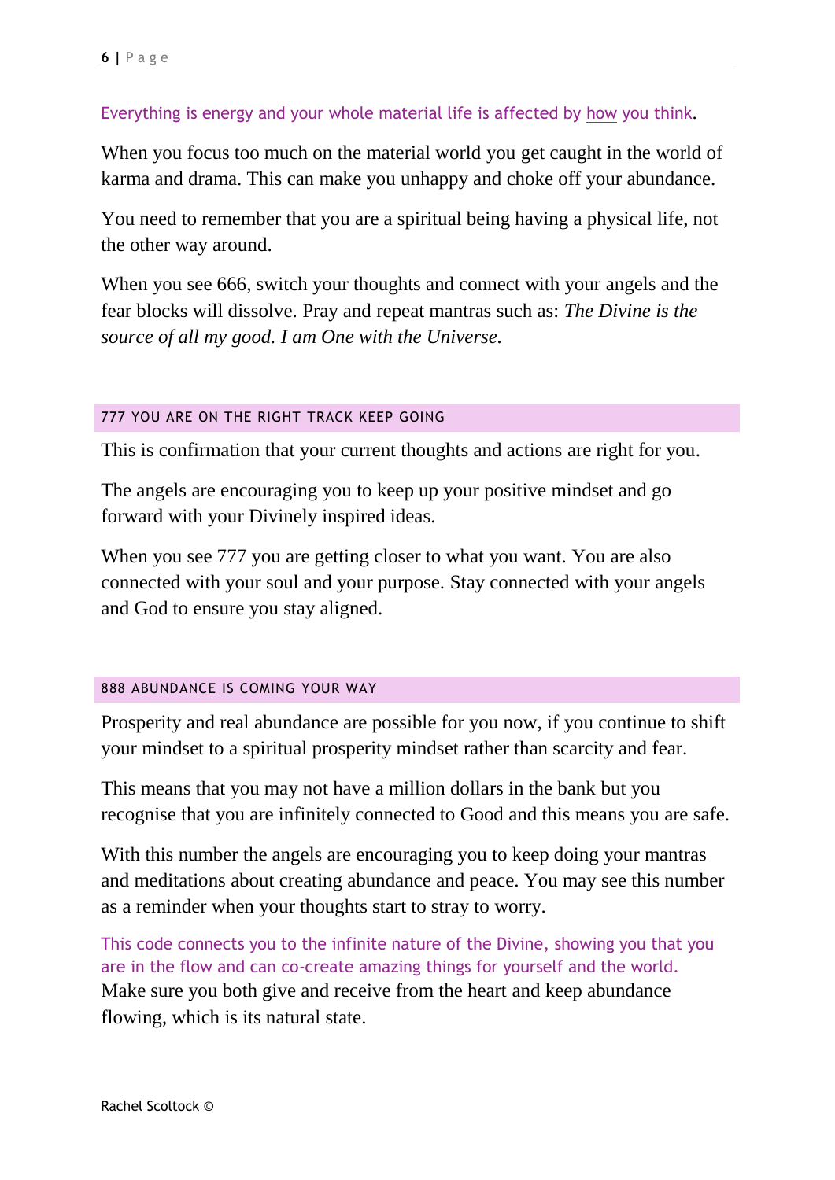Everything is energy and your whole material life is affected by how you think.

When you focus too much on the material world you get caught in the world of karma and drama. This can make you unhappy and choke off your abundance.

You need to remember that you are a spiritual being having a physical life, not the other way around.

When you see 666, switch your thoughts and connect with your angels and the fear blocks will dissolve. Pray and repeat mantras such as: *The Divine is the source of all my good. I am One with the Universe.*

## 777 YOU ARE ON THE RIGHT TRACK KEEP GOING

This is confirmation that your current thoughts and actions are right for you.

The angels are encouraging you to keep up your positive mindset and go forward with your Divinely inspired ideas.

When you see 777 you are getting closer to what you want. You are also connected with your soul and your purpose. Stay connected with your angels and God to ensure you stay aligned.

## 888 ABUNDANCE IS COMING YOUR WAY

Prosperity and real abundance are possible for you now, if you continue to shift your mindset to a spiritual prosperity mindset rather than scarcity and fear.

This means that you may not have a million dollars in the bank but you recognise that you are infinitely connected to Good and this means you are safe.

With this number the angels are encouraging you to keep doing your mantras and meditations about creating abundance and peace. You may see this number as a reminder when your thoughts start to stray to worry.

This code connects you to the infinite nature of the Divine, showing you that you are in the flow and can co-create amazing things for yourself and the world. Make sure you both give and receive from the heart and keep abundance flowing, which is its natural state.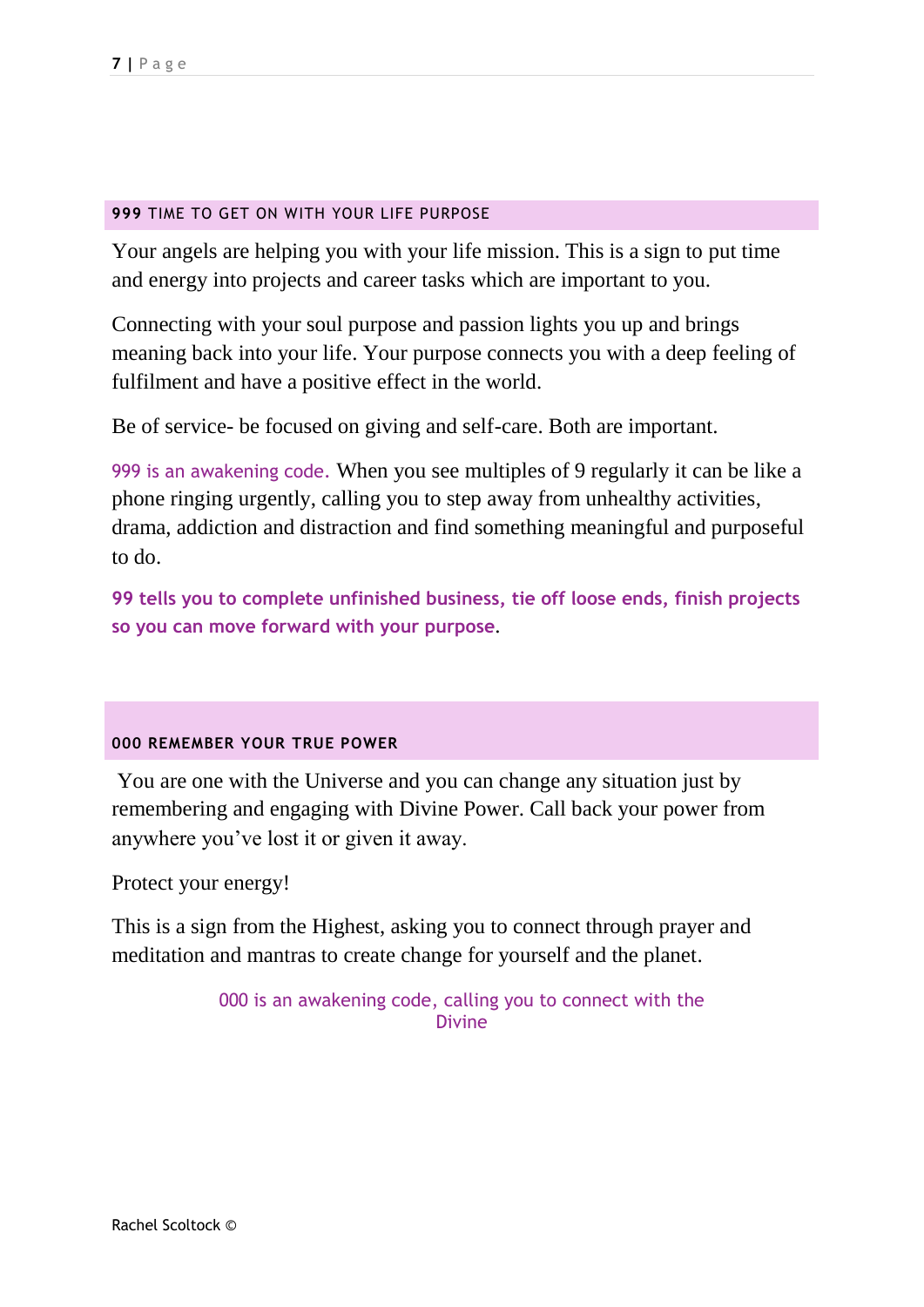## **999** TIME TO GET ON WITH YOUR LIFE PURPOSE

Your angels are helping you with your life mission. This is a sign to put time and energy into projects and career tasks which are important to you.

Connecting with your soul purpose and passion lights you up and brings meaning back into your life. Your purpose connects you with a deep feeling of fulfilment and have a positive effect in the world.

Be of service- be focused on giving and self-care. Both are important.

999 is an awakening code. When you see multiples of 9 regularly it can be like a phone ringing urgently, calling you to step away from unhealthy activities, drama, addiction and distraction and find something meaningful and purposeful to do.

**99 tells you to complete unfinished business, tie off loose ends, finish projects so you can move forward with your purpose**.

## **000 REMEMBER YOUR TRUE POWER**

You are one with the Universe and you can change any situation just by remembering and engaging with Divine Power. Call back your power from anywhere you've lost it or given it away.

Protect your energy!

This is a sign from the Highest, asking you to connect through prayer and meditation and mantras to create change for yourself and the planet.

000 is an awakening code, calling you to connect with the Divine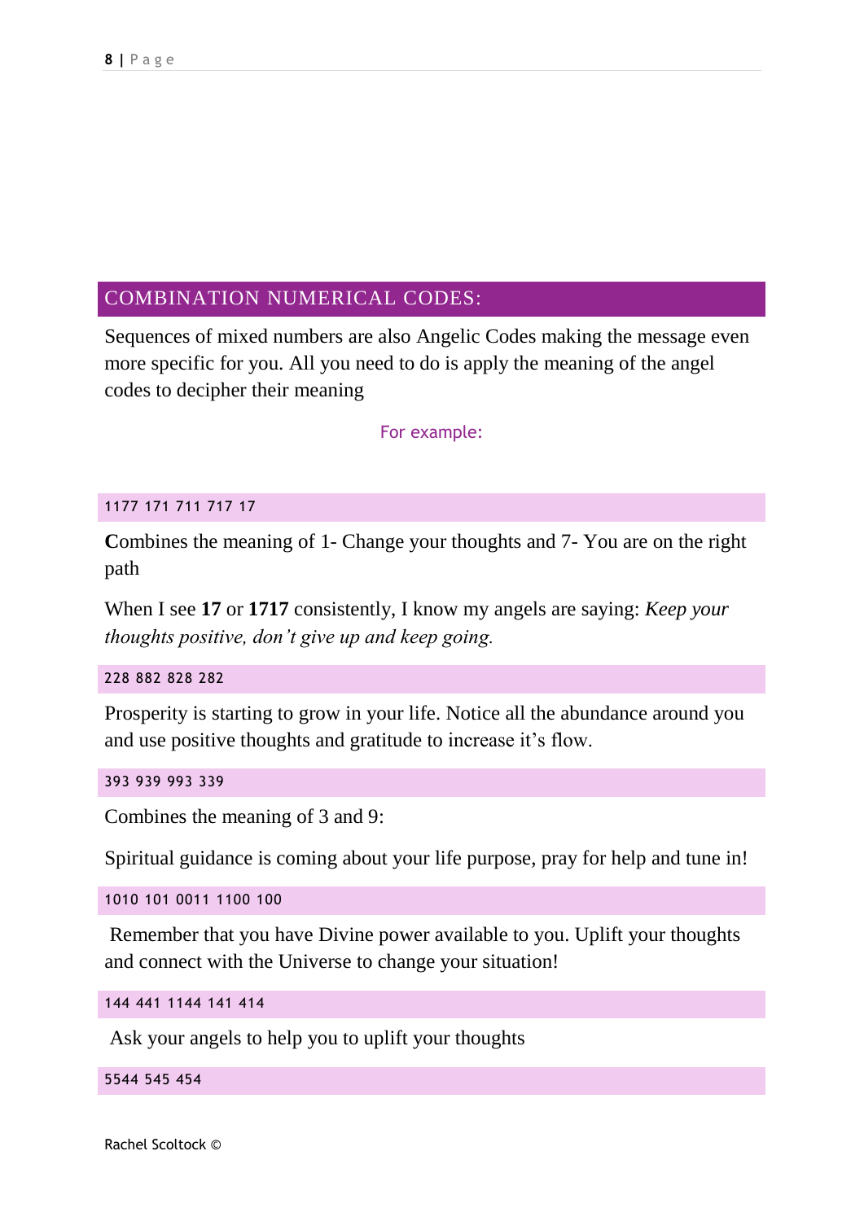## COMBINATION NUMERICAL CODES:

Sequences of mixed numbers are also Angelic Codes making the message even more specific for you. All you need to do is apply the meaning of the angel codes to decipher their meaning

For example:

### 1177 171 711 717 17

**C**ombines the meaning of 1- Change your thoughts and 7- You are on the right path

When I see **17** or **1717** consistently, I know my angels are saying: *Keep your thoughts positive, don't give up and keep going.*

### 228 882 828 282

Prosperity is starting to grow in your life. Notice all the abundance around you and use positive thoughts and gratitude to increase it's flow.

### 393 939 993 339

Combines the meaning of 3 and 9:

Spiritual guidance is coming about your life purpose, pray for help and tune in!

### 1010 101 0011 1100 100

Remember that you have Divine power available to you. Uplift your thoughts and connect with the Universe to change your situation!

### 144 441 1144 141 414

Ask your angels to help you to uplift your thoughts

### 5544 545 454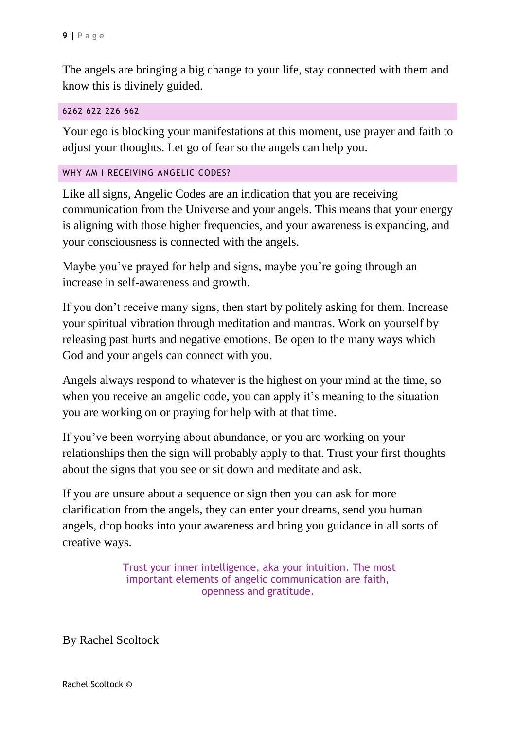The angels are bringing a big change to your life, stay connected with them and know this is divinely guided.

### 6262 622 226 662

Your ego is blocking your manifestations at this moment, use prayer and faith to adjust your thoughts. Let go of fear so the angels can help you.

### WHY AM I RECEIVING ANGELIC CODES?

Like all signs, Angelic Codes are an indication that you are receiving communication from the Universe and your angels. This means that your energy is aligning with those higher frequencies, and your awareness is expanding, and your consciousness is connected with the angels.

Maybe you've prayed for help and signs, maybe you're going through an increase in self-awareness and growth.

If you don't receive many signs, then start by politely asking for them. Increase your spiritual vibration through meditation and mantras. Work on yourself by releasing past hurts and negative emotions. Be open to the many ways which God and your angels can connect with you.

Angels always respond to whatever is the highest on your mind at the time, so when you receive an angelic code, you can apply it's meaning to the situation you are working on or praying for help with at that time.

If you've been worrying about abundance, or you are working on your relationships then the sign will probably apply to that. Trust your first thoughts about the signs that you see or sit down and meditate and ask.

If you are unsure about a sequence or sign then you can ask for more clarification from the angels, they can enter your dreams, send you human angels, drop books into your awareness and bring you guidance in all sorts of creative ways.

Trust your inner intelligence, aka your intuition. The most important elements of angelic communication are faith, openness and gratitude.

By Rachel Scoltock

Rachel Scoltock ©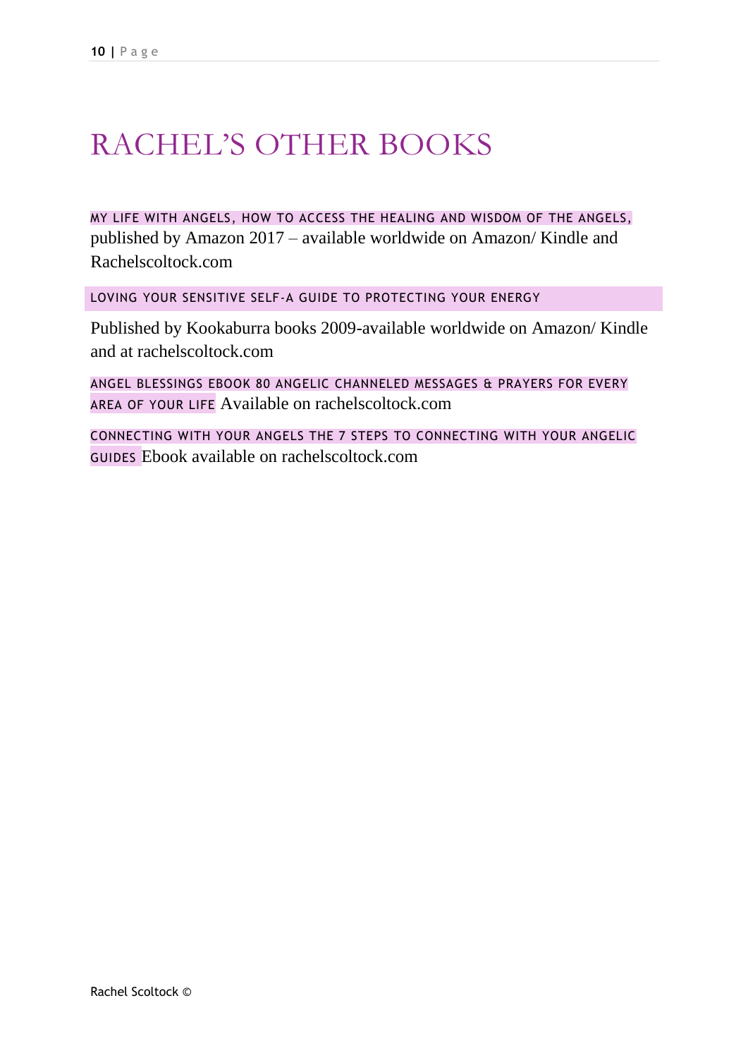# RACHEL'S OTHER BOOKS

MY LIFE WITH ANGELS, HOW TO ACCESS THE HEALING AND WISDOM OF THE ANGELS, published by Amazon 2017 – available worldwide on Amazon/ Kindle and Rachelscoltock.com

LOVING YOUR SENSITIVE SELF-A GUIDE TO PROTECTING YOUR ENERGY

Published by Kookaburra books 2009-available worldwide on Amazon/ Kindle and at rachelscoltock.com

ANGEL BLESSINGS EBOOK 80 ANGELIC CHANNELED MESSAGES & PRAYERS FOR EVERY AREA OF YOUR LIFE Available on rachelscoltock.com

CONNECTING WITH YOUR ANGELS THE 7 STEPS TO CONNECTING WITH YOUR ANGELIC GUIDES Ebook available on rachelscoltock.com

Rachel Scoltock ©